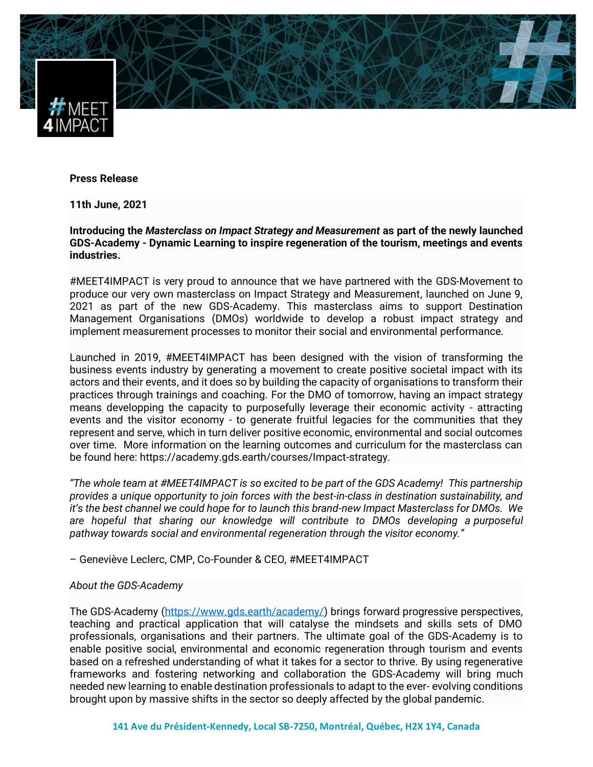**Press Release**

**11th June, 2021**

**Introducing the *Masterclass on Impact Strategy and Measurement* as part of the newly launched GDS-Academy - Dynamic Learning to inspire regeneration of the tourism, meetings and events industries.**

#MEET4IMPACT is very proud to announce that we have partnered with the GDS-Movement to produce our very own masterclass on Impact Strategy and Measurement, launched on June 9, 2021 as part of the new GDS-Academy. This masterclass aims to support Destination Management Organisations (DMOs) worldwide to develop a robust impact strategy and implement measurement processes to monitor their social and environmental performance.

Launched in 2019, #MEET4IMPACT has been designed with the vision of transforming the business events industry by generating a movement to create positive societal impact with its actors and their events, and it does so by building the capacity of organisations to transform their practices through trainings and coaching. For the DMO of tomorrow, having an impact strategy means developping the capacity to purposefully leverage their economic activity - attracting events and the visitor economy - to generate fruitful legacies for the communities that they represent and serve, which in turn deliver positive economic, environmental and social outcomes over time. More information on the learning outcomes and curriculum for the masterclass can be found here: https://academy.gds.earth/courses/Impact-strategy.

*"The whole team at #MEET4IMPACT is so excited to be part of the GDS Academy! This partnership provides a unique opportunity to join forces with the best-in-class in destination sustainability, and it's the best channel we could hope for to launch this brand-new Impact Masterclass for DMOs. We are hopeful that sharing our knowledge will contribute to DMOs developing a purposeful pathway towards social and environmental regeneration through the visitor economy."*

– Geneviève Leclerc, CMP, Co-Founder & CEO, #MEET4IMPACT

*About the GDS-Academy*

The GDS-Academy ([https://www.gds.earth/academy/](https://www.gds.earth/academy/)) brings forward progressive perspectives, teaching and practical application that will catalyse the mindsets and skills sets of DMO professionals, organisations and their partners. The ultimate goal of the GDS-Academy is to enable positive social, environmental and economic regeneration through tourism and events based on a refreshed understanding of what it takes for a sector to thrive. By using regenerative frameworks and fostering networking and collaboration the GDS-Academy will bring much needed new learning to enable destination professionals to adapt to the ever- evolving conditions brought upon by massive shifts in the sector so deeply affected by the global pandemic.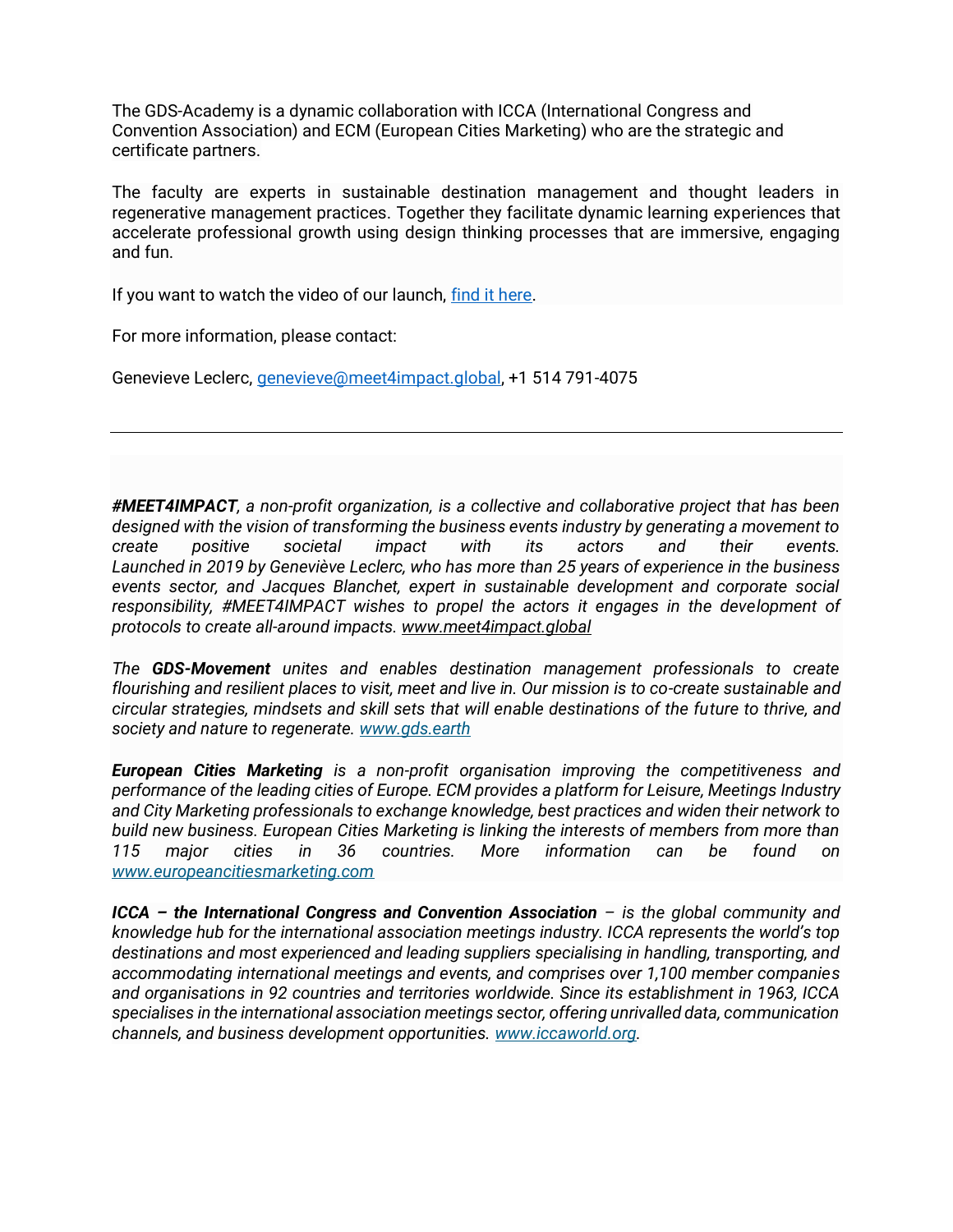The GDS-Academy is a dynamic collaboration with ICCA (International Congress and Convention Association) and ECM (European Cities Marketing) who are the strategic and certificate partners.

The faculty are experts in sustainable destination management and thought leaders in regenerative management practices. Together they facilitate dynamic learning experiences that accelerate professional growth using design thinking processes that are immersive, engaging and fun.

If you want to watch the video of our launch, find it here.

For more information, please contact:

Genevieve Leclerc, genevieve@meet4impact.global, +1 514 791-4075

---

***#MEET4IMPACT**, a non-profit organization, is a collective and collaborative project that has been designed with the vision of transforming the business events industry by generating a movement to create positive societal impact with its actors and their events. Launched in 2019 by Geneviève Leclerc, who has more than 25 years of experience in the business events sector, and Jacques Blanchet, expert in sustainable development and corporate social responsibility, #MEET4IMPACT wishes to propel the actors it engages in the development of protocols to create all-around impacts. www.meet4impact.global*

*The **GDS-Movement** unites and enables destination management professionals to create flourishing and resilient places to visit, meet and live in. Our mission is to co-create sustainable and circular strategies, mindsets and skill sets that will enable destinations of the future to thrive, and society and nature to regenerate. www.gds.earth*

***European Cities Marketing** is a non-profit organisation improving the competitiveness and performance of the leading cities of Europe. ECM provides a platform for Leisure, Meetings Industry and City Marketing professionals to exchange knowledge, best practices and widen their network to build new business. European Cities Marketing is linking the interests of members from more than 115 major cities in 36 countries. More information can be found on www.europeancitiesmarketing.com*

***ICCA – the International Congress and Convention Association** – is the global community and knowledge hub for the international association meetings industry. ICCA represents the world's top destinations and most experienced and leading suppliers specialising in handling, transporting, and accommodating international meetings and events, and comprises over 1,100 member companies and organisations in 92 countries and territories worldwide. Since its establishment in 1963, ICCA specialises in the international association meetings sector, offering unrivalled data, communication channels, and business development opportunities. www.iccaworld.org.*